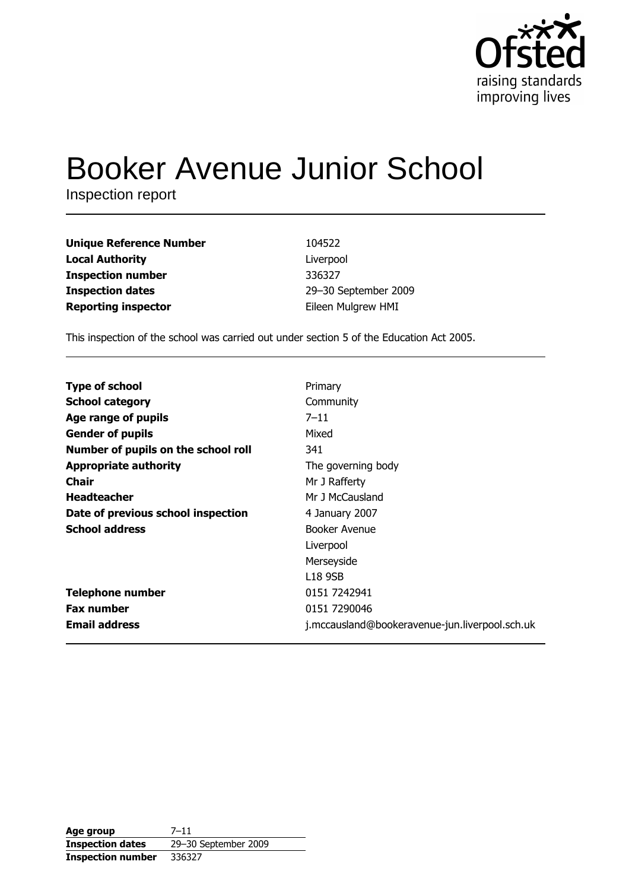# Booker Avenue Junior School

Inspection report

| | |
|---|---|
| **Unique Reference Number** | 104522 |
| **Local Authority** | Liverpool |
| **Inspection number** | 336327 |
| **Inspection dates** | 29–30 September 2009 |
| **Reporting inspector** | Eileen Mulgrew HMI |

This inspection of the school was carried out under section 5 of the Education Act 2005.

| | |
|---|---|
| **Type of school** | Primary |
| **School category** | Community |
| **Age range of pupils** | 7–11 |
| **Gender of pupils** | Mixed |
| **Number of pupils on the school roll** | 341 |
| **Appropriate authority** | The governing body |
| **Chair** | Mr J Rafferty |
| **Headteacher** | Mr J McCausland |
| **Date of previous school inspection** | 4 January 2007 |
| **School address** | Booker Avenue<br>Liverpool<br>Merseyside<br>L18 9SB |
| **Telephone number** | 0151 7242941 |
| **Fax number** | 0151 7290046 |
| **Email address** | j.mccausland@bookeravenue-jun.liverpool.sch.uk |

| | |
|---|---|
| **Age group** | 7–11 |
| **Inspection dates** | 29–30 September 2009 |
| **Inspection number** | 336327 |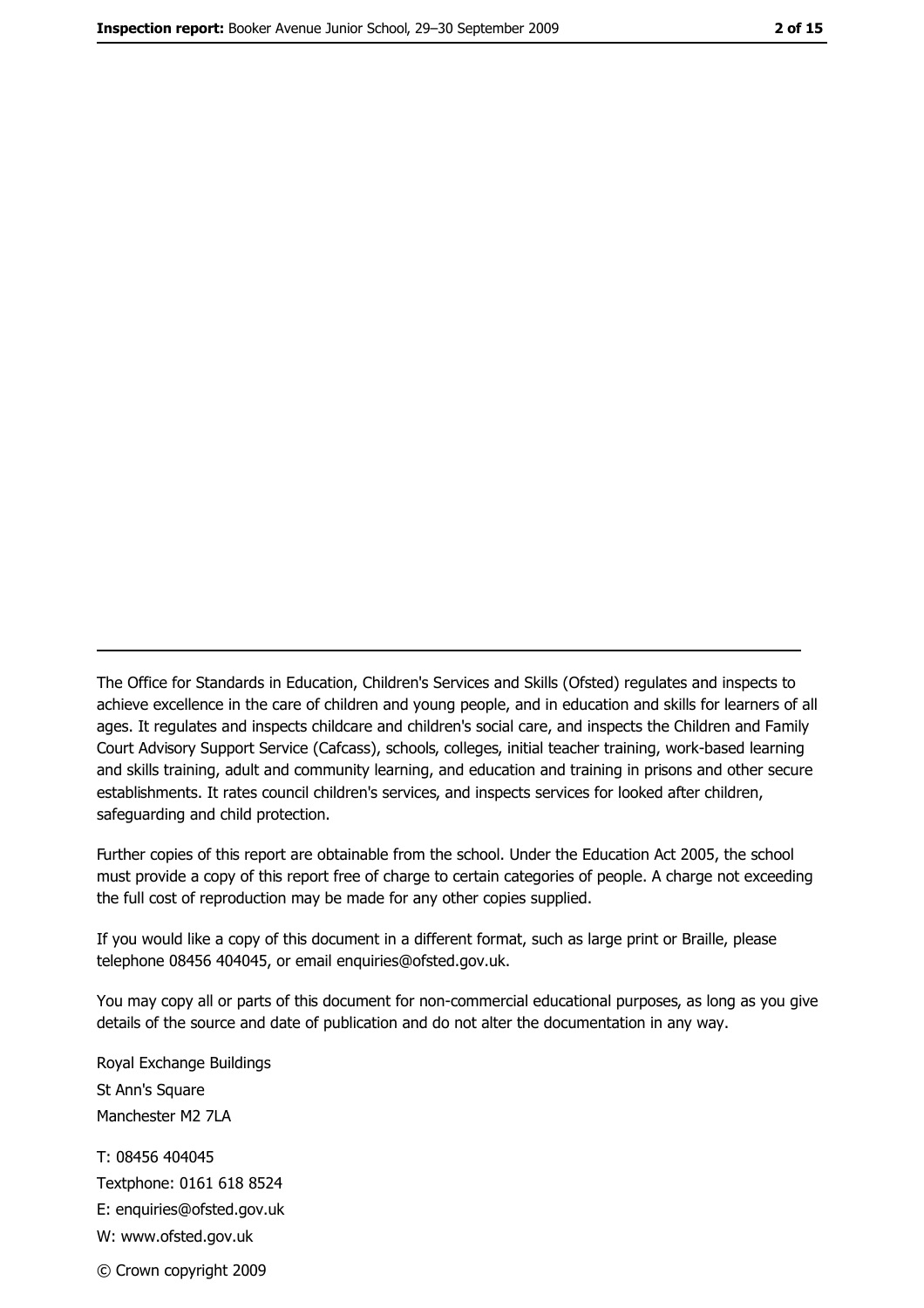---

The Office for Standards in Education, Children's Services and Skills (Ofsted) regulates and inspects to achieve excellence in the care of children and young people, and in education and skills for learners of all ages. It regulates and inspects childcare and children's social care, and inspects the Children and Family Court Advisory Support Service (Cafcass), schools, colleges, initial teacher training, work-based learning and skills training, adult and community learning, and education and training in prisons and other secure establishments. It rates council children's services, and inspects services for looked after children, safeguarding and child protection.

Further copies of this report are obtainable from the school. Under the Education Act 2005, the school must provide a copy of this report free of charge to certain categories of people. A charge not exceeding the full cost of reproduction may be made for any other copies supplied.

If you would like a copy of this document in a different format, such as large print or Braille, please telephone 08456 404045, or email enquiries@ofsted.gov.uk.

You may copy all or parts of this document for non-commercial educational purposes, as long as you give details of the source and date of publication and do not alter the documentation in any way.

Royal Exchange Buildings
St Ann's Square
Manchester M2 7LA

T: 08456 404045
Textphone: 0161 618 8524
E: enquiries@ofsted.gov.uk
W: www.ofsted.gov.uk

© Crown copyright 2009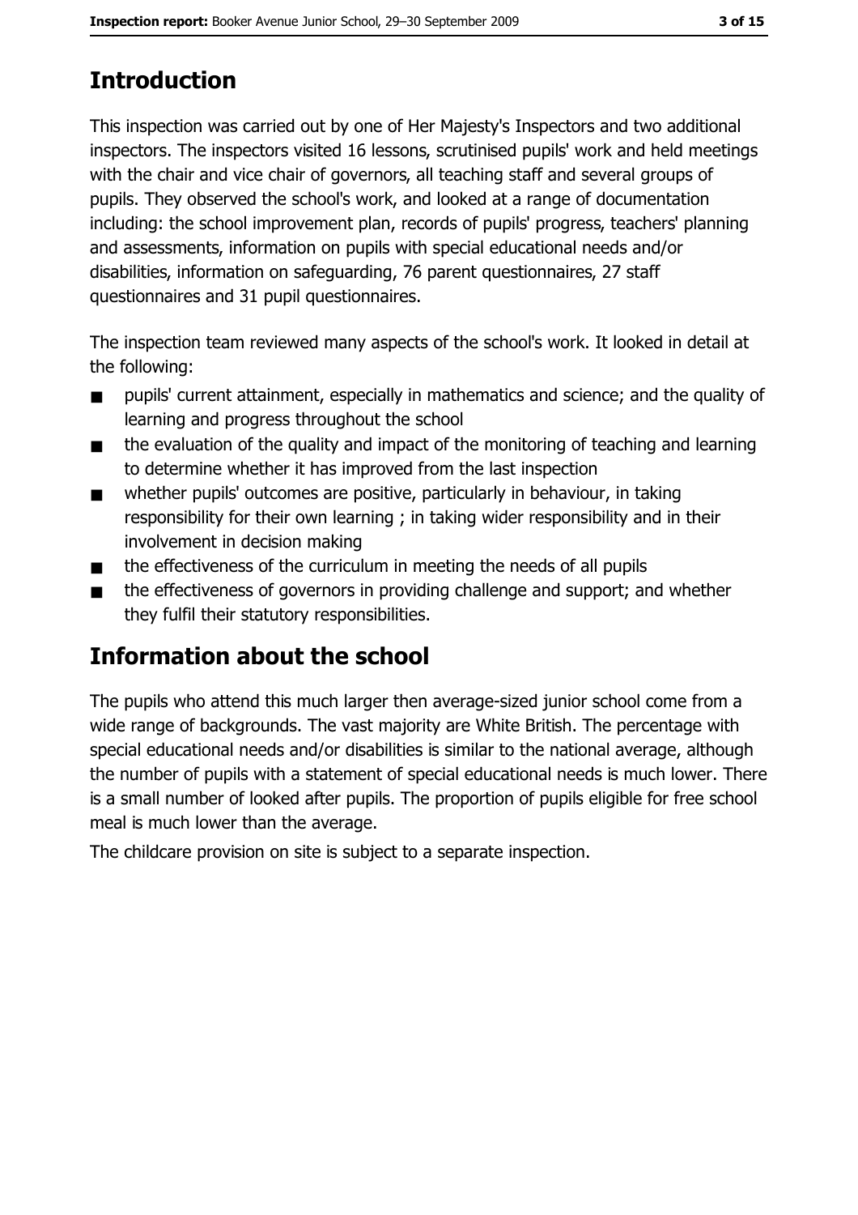## Introduction

This inspection was carried out by one of Her Majesty's Inspectors and two additional inspectors. The inspectors visited 16 lessons, scrutinised pupils' work and held meetings with the chair and vice chair of governors, all teaching staff and several groups of pupils. They observed the school's work, and looked at a range of documentation including: the school improvement plan, records of pupils' progress, teachers' planning and assessments, information on pupils with special educational needs and/or disabilities, information on safeguarding, 76 parent questionnaires, 27 staff questionnaires and 31 pupil questionnaires.

The inspection team reviewed many aspects of the school's work. It looked in detail at the following:

- pupils' current attainment, especially in mathematics and science; and the quality of learning and progress throughout the school
- the evaluation of the quality and impact of the monitoring of teaching and learning to determine whether it has improved from the last inspection
- whether pupils' outcomes are positive, particularly in behaviour, in taking responsibility for their own learning ; in taking wider responsibility and in their involvement in decision making
- the effectiveness of the curriculum in meeting the needs of all pupils
- the effectiveness of governors in providing challenge and support; and whether they fulfil their statutory responsibilities.

## Information about the school

The pupils who attend this much larger then average-sized junior school come from a wide range of backgrounds. The vast majority are White British. The percentage with special educational needs and/or disabilities is similar to the national average, although the number of pupils with a statement of special educational needs is much lower. There is a small number of looked after pupils. The proportion of pupils eligible for free school meal is much lower than the average.

The childcare provision on site is subject to a separate inspection.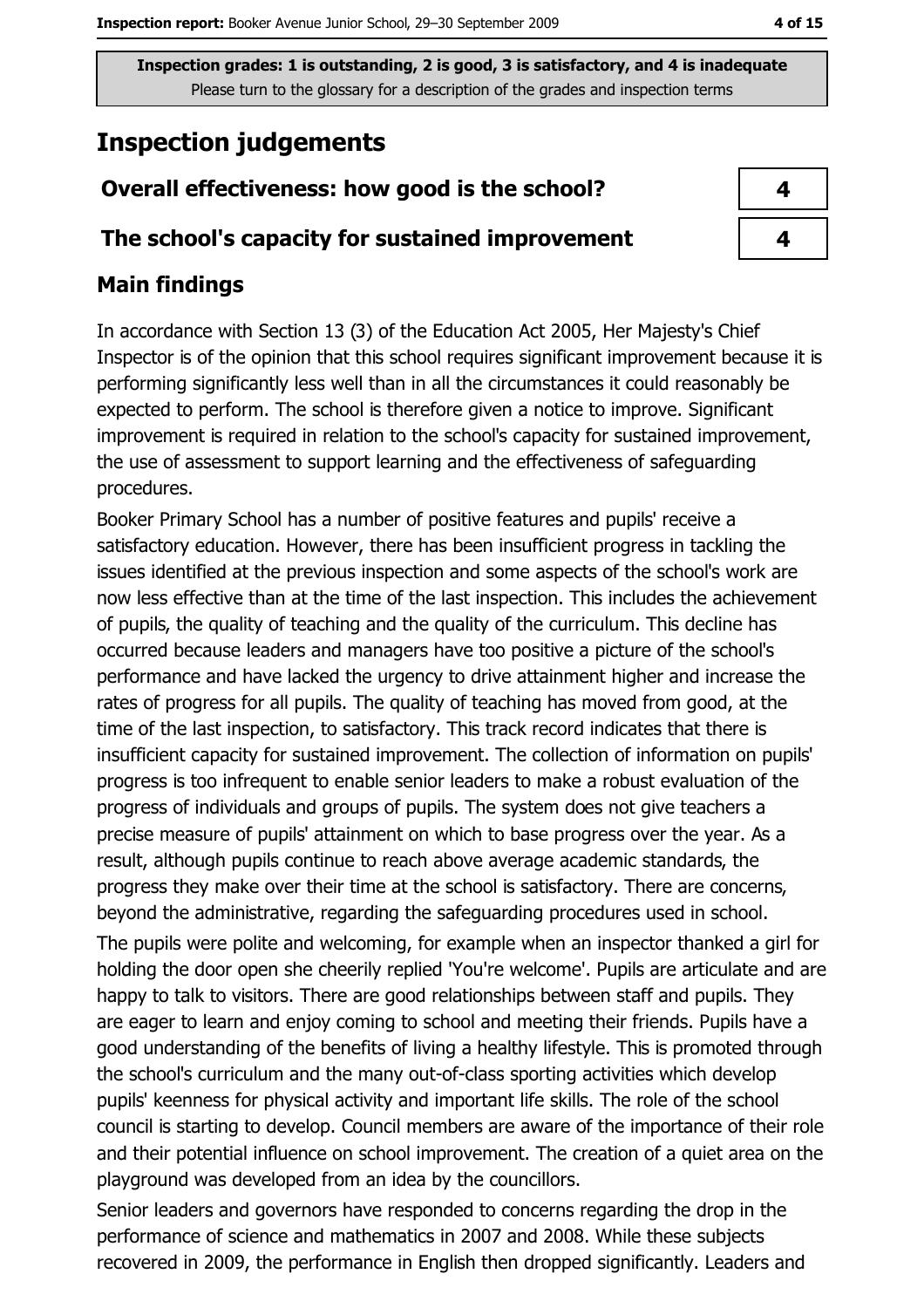**Inspection grades: 1 is outstanding, 2 is good, 3 is satisfactory, and 4 is inadequate**
Please turn to the glossary for a description of the grades and inspection terms

# Inspection judgements

| Overall effectiveness: how good is the school? | 4 |
|---|---|
| The school's capacity for sustained improvement | 4 |

## Main findings

In accordance with Section 13 (3) of the Education Act 2005, Her Majesty's Chief Inspector is of the opinion that this school requires significant improvement because it is performing significantly less well than in all the circumstances it could reasonably be expected to perform. The school is therefore given a notice to improve. Significant improvement is required in relation to the school's capacity for sustained improvement, the use of assessment to support learning and the effectiveness of safeguarding procedures.

Booker Primary School has a number of positive features and pupils' receive a satisfactory education. However, there has been insufficient progress in tackling the issues identified at the previous inspection and some aspects of the school's work are now less effective than at the time of the last inspection. This includes the achievement of pupils, the quality of teaching and the quality of the curriculum. This decline has occurred because leaders and managers have too positive a picture of the school's performance and have lacked the urgency to drive attainment higher and increase the rates of progress for all pupils. The quality of teaching has moved from good, at the time of the last inspection, to satisfactory. This track record indicates that there is insufficient capacity for sustained improvement. The collection of information on pupils' progress is too infrequent to enable senior leaders to make a robust evaluation of the progress of individuals and groups of pupils. The system does not give teachers a precise measure of pupils' attainment on which to base progress over the year. As a result, although pupils continue to reach above average academic standards, the progress they make over their time at the school is satisfactory. There are concerns, beyond the administrative, regarding the safeguarding procedures used in school.

The pupils were polite and welcoming, for example when an inspector thanked a girl for holding the door open she cheerily replied 'You're welcome'. Pupils are articulate and are happy to talk to visitors. There are good relationships between staff and pupils. They are eager to learn and enjoy coming to school and meeting their friends. Pupils have a good understanding of the benefits of living a healthy lifestyle. This is promoted through the school's curriculum and the many out-of-class sporting activities which develop pupils' keenness for physical activity and important life skills. The role of the school council is starting to develop. Council members are aware of the importance of their role and their potential influence on school improvement. The creation of a quiet area on the playground was developed from an idea by the councillors.

Senior leaders and governors have responded to concerns regarding the drop in the performance of science and mathematics in 2007 and 2008. While these subjects recovered in 2009, the performance in English then dropped significantly. Leaders and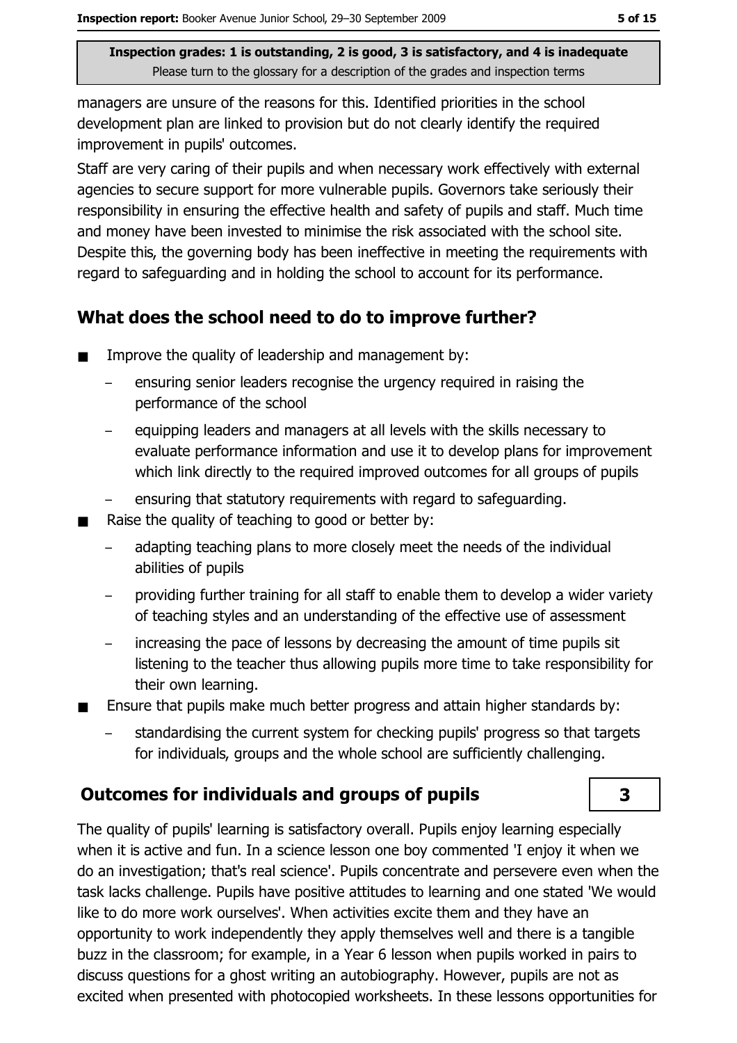managers are unsure of the reasons for this. Identified priorities in the school development plan are linked to provision but do not clearly identify the required improvement in pupils' outcomes.

Staff are very caring of their pupils and when necessary work effectively with external agencies to secure support for more vulnerable pupils. Governors take seriously their responsibility in ensuring the effective health and safety of pupils and staff. Much time and money have been invested to minimise the risk associated with the school site. Despite this, the governing body has been ineffective in meeting the requirements with regard to safeguarding and in holding the school to account for its performance.

## What does the school need to do to improve further?

- Improve the quality of leadership and management by:
  - ensuring senior leaders recognise the urgency required in raising the performance of the school
  - equipping leaders and managers at all levels with the skills necessary to evaluate performance information and use it to develop plans for improvement which link directly to the required improved outcomes for all groups of pupils
  - ensuring that statutory requirements with regard to safeguarding.
- Raise the quality of teaching to good or better by:
  - adapting teaching plans to more closely meet the needs of the individual abilities of pupils
  - providing further training for all staff to enable them to develop a wider variety of teaching styles and an understanding of the effective use of assessment
  - increasing the pace of lessons by decreasing the amount of time pupils sit listening to the teacher thus allowing pupils more time to take responsibility for their own learning.
- Ensure that pupils make much better progress and attain higher standards by:
  - standardising the current system for checking pupils' progress so that targets for individuals, groups and the whole school are sufficiently challenging.

## Outcomes for individuals and groups of pupils — 3

The quality of pupils' learning is satisfactory overall. Pupils enjoy learning especially when it is active and fun. In a science lesson one boy commented 'I enjoy it when we do an investigation; that's real science'. Pupils concentrate and persevere even when the task lacks challenge. Pupils have positive attitudes to learning and one stated 'We would like to do more work ourselves'. When activities excite them and they have an opportunity to work independently they apply themselves well and there is a tangible buzz in the classroom; for example, in a Year 6 lesson when pupils worked in pairs to discuss questions for a ghost writing an autobiography. However, pupils are not as excited when presented with photocopied worksheets. In these lessons opportunities for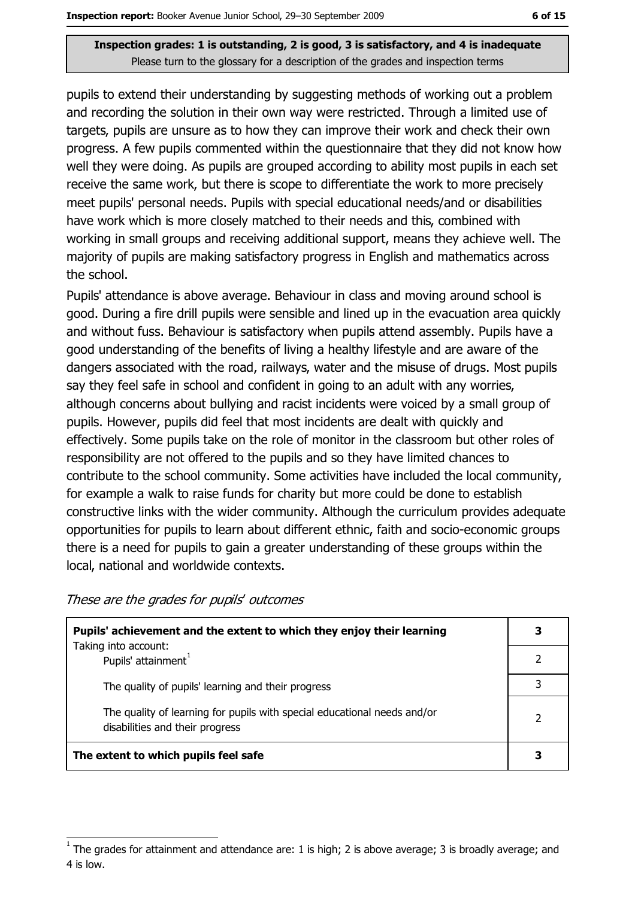**Inspection grades: 1 is outstanding, 2 is good, 3 is satisfactory, and 4 is inadequate**
Please turn to the glossary for a description of the grades and inspection terms

pupils to extend their understanding by suggesting methods of working out a problem and recording the solution in their own way were restricted. Through a limited use of targets, pupils are unsure as to how they can improve their work and check their own progress. A few pupils commented within the questionnaire that they did not know how well they were doing. As pupils are grouped according to ability most pupils in each set receive the same work, but there is scope to differentiate the work to more precisely meet pupils' personal needs. Pupils with special educational needs/and or disabilities have work which is more closely matched to their needs and this, combined with working in small groups and receiving additional support, means they achieve well. The majority of pupils are making satisfactory progress in English and mathematics across the school.

Pupils' attendance is above average. Behaviour in class and moving around school is good. During a fire drill pupils were sensible and lined up in the evacuation area quickly and without fuss. Behaviour is satisfactory when pupils attend assembly. Pupils have a good understanding of the benefits of living a healthy lifestyle and are aware of the dangers associated with the road, railways, water and the misuse of drugs. Most pupils say they feel safe in school and confident in going to an adult with any worries, although concerns about bullying and racist incidents were voiced by a small group of pupils. However, pupils did feel that most incidents are dealt with quickly and effectively. Some pupils take on the role of monitor in the classroom but other roles of responsibility are not offered to the pupils and so they have limited chances to contribute to the school community. Some activities have included the local community, for example a walk to raise funds for charity but more could be done to establish constructive links with the wider community. Although the curriculum provides adequate opportunities for pupils to learn about different ethnic, faith and socio-economic groups there is a need for pupils to gain a greater understanding of these groups within the local, national and worldwide contexts.

*These are the grades for pupils' outcomes*

| | |
|---|---|
| **Pupils' achievement and the extent to which they enjoy their learning** | **3** |
| Taking into account: Pupils' attainment[1] | 2 |
| The quality of pupils' learning and their progress | 3 |
| The quality of learning for pupils with special educational needs and/or disabilities and their progress | 2 |
| **The extent to which pupils feel safe** | **3** |

[1] The grades for attainment and attendance are: 1 is high; 2 is above average; 3 is broadly average; and 4 is low.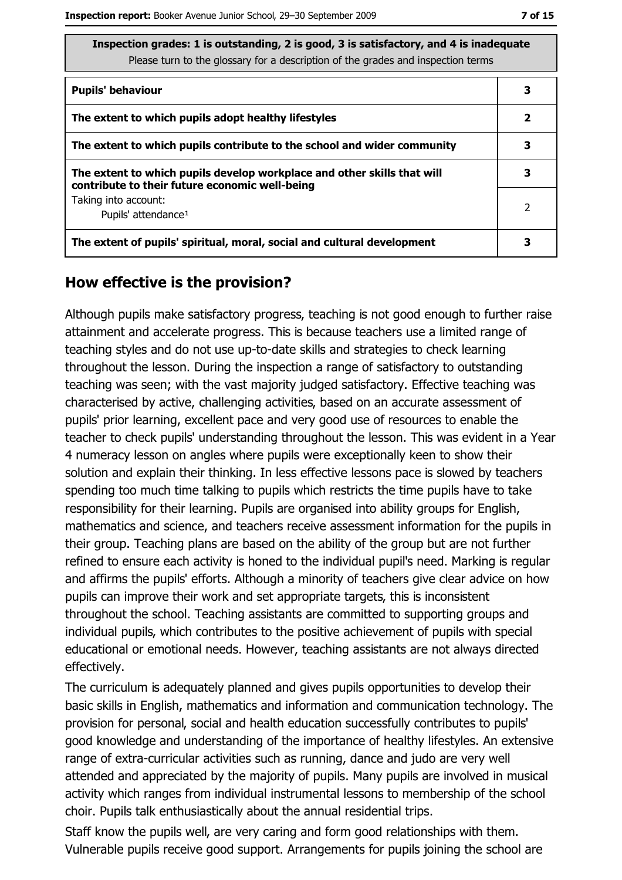| Inspection grades: 1 is outstanding, 2 is good, 3 is satisfactory, and 4 is inadequate<br>Please turn to the glossary for a description of the grades and inspection terms | |
|---|---|
| **Pupils' behaviour** | **3** |
| **The extent to which pupils adopt healthy lifestyles** | **2** |
| **The extent to which pupils contribute to the school and wider community** | **3** |
| **The extent to which pupils develop workplace and other skills that will contribute to their future economic well-being** | **3** |
| Taking into account:<br>Pupils' attendance[1] | 2 |
| **The extent of pupils' spiritual, moral, social and cultural development** | **3** |

## How effective is the provision?

Although pupils make satisfactory progress, teaching is not good enough to further raise attainment and accelerate progress. This is because teachers use a limited range of teaching styles and do not use up-to-date skills and strategies to check learning throughout the lesson. During the inspection a range of satisfactory to outstanding teaching was seen; with the vast majority judged satisfactory. Effective teaching was characterised by active, challenging activities, based on an accurate assessment of pupils' prior learning, excellent pace and very good use of resources to enable the teacher to check pupils' understanding throughout the lesson. This was evident in a Year 4 numeracy lesson on angles where pupils were exceptionally keen to show their solution and explain their thinking. In less effective lessons pace is slowed by teachers spending too much time talking to pupils which restricts the time pupils have to take responsibility for their learning. Pupils are organised into ability groups for English, mathematics and science, and teachers receive assessment information for the pupils in their group. Teaching plans are based on the ability of the group but are not further refined to ensure each activity is honed to the individual pupil's need. Marking is regular and affirms the pupils' efforts. Although a minority of teachers give clear advice on how pupils can improve their work and set appropriate targets, this is inconsistent throughout the school. Teaching assistants are committed to supporting groups and individual pupils, which contributes to the positive achievement of pupils with special educational or emotional needs. However, teaching assistants are not always directed effectively.

The curriculum is adequately planned and gives pupils opportunities to develop their basic skills in English, mathematics and information and communication technology. The provision for personal, social and health education successfully contributes to pupils' good knowledge and understanding of the importance of healthy lifestyles. An extensive range of extra-curricular activities such as running, dance and judo are very well attended and appreciated by the majority of pupils. Many pupils are involved in musical activity which ranges from individual instrumental lessons to membership of the school choir. Pupils talk enthusiastically about the annual residential trips.

Staff know the pupils well, are very caring and form good relationships with them. Vulnerable pupils receive good support. Arrangements for pupils joining the school are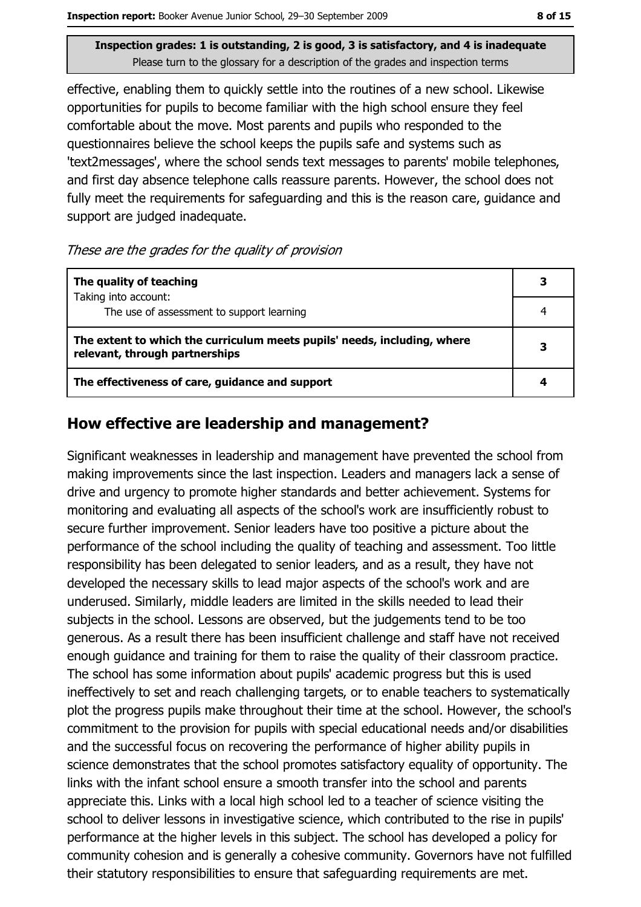**Inspection grades: 1 is outstanding, 2 is good, 3 is satisfactory, and 4 is inadequate**
Please turn to the glossary for a description of the grades and inspection terms

effective, enabling them to quickly settle into the routines of a new school. Likewise opportunities for pupils to become familiar with the high school ensure they feel comfortable about the move. Most parents and pupils who responded to the questionnaires believe the school keeps the pupils safe and systems such as 'text2messages', where the school sends text messages to parents' mobile telephones, and first day absence telephone calls reassure parents. However, the school does not fully meet the requirements for safeguarding and this is the reason care, guidance and support are judged inadequate.

*These are the grades for the quality of provision*

| | |
|---|---|
| **The quality of teaching** | **3** |
| Taking into account: The use of assessment to support learning | 4 |
| **The extent to which the curriculum meets pupils' needs, including, where relevant, through partnerships** | **3** |
| **The effectiveness of care, guidance and support** | **4** |

## How effective are leadership and management?

Significant weaknesses in leadership and management have prevented the school from making improvements since the last inspection. Leaders and managers lack a sense of drive and urgency to promote higher standards and better achievement. Systems for monitoring and evaluating all aspects of the school's work are insufficiently robust to secure further improvement. Senior leaders have too positive a picture about the performance of the school including the quality of teaching and assessment. Too little responsibility has been delegated to senior leaders, and as a result, they have not developed the necessary skills to lead major aspects of the school's work and are underused. Similarly, middle leaders are limited in the skills needed to lead their subjects in the school. Lessons are observed, but the judgements tend to be too generous. As a result there has been insufficient challenge and staff have not received enough guidance and training for them to raise the quality of their classroom practice. The school has some information about pupils' academic progress but this is used ineffectively to set and reach challenging targets, or to enable teachers to systematically plot the progress pupils make throughout their time at the school. However, the school's commitment to the provision for pupils with special educational needs and/or disabilities and the successful focus on recovering the performance of higher ability pupils in science demonstrates that the school promotes satisfactory equality of opportunity. The links with the infant school ensure a smooth transfer into the school and parents appreciate this. Links with a local high school led to a teacher of science visiting the school to deliver lessons in investigative science, which contributed to the rise in pupils' performance at the higher levels in this subject. The school has developed a policy for community cohesion and is generally a cohesive community. Governors have not fulfilled their statutory responsibilities to ensure that safeguarding requirements are met.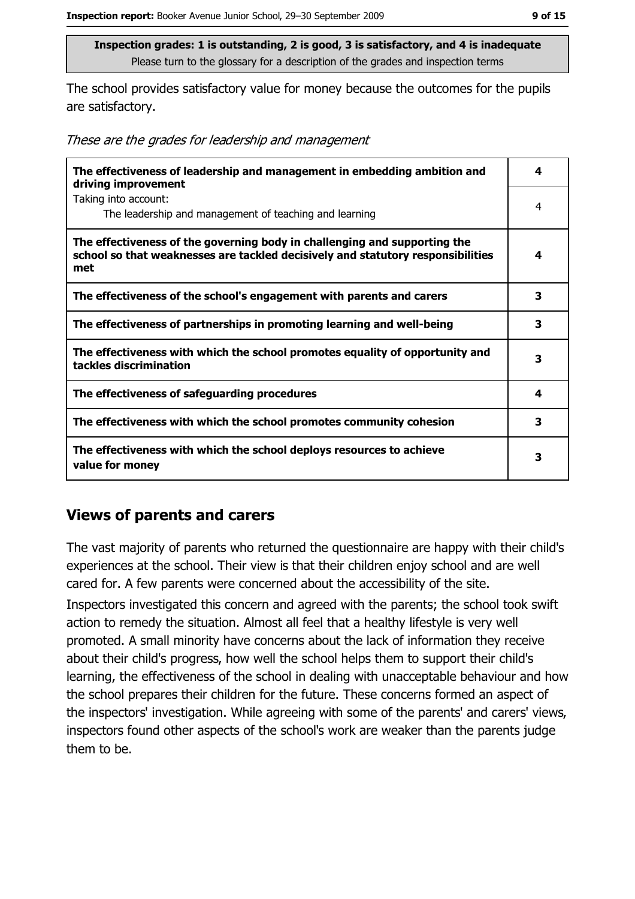Inspection grades: 1 is outstanding, 2 is good, 3 is satisfactory, and 4 is inadequate
Please turn to the glossary for a description of the grades and inspection terms

The school provides satisfactory value for money because the outcomes for the pupils are satisfactory.

*These are the grades for leadership and management*

| | |
|---|---|
| **The effectiveness of leadership and management in embedding ambition and driving improvement** | **4** |
| Taking into account: The leadership and management of teaching and learning | 4 |
| **The effectiveness of the governing body in challenging and supporting the school so that weaknesses are tackled decisively and statutory responsibilities met** | **4** |
| **The effectiveness of the school's engagement with parents and carers** | **3** |
| **The effectiveness of partnerships in promoting learning and well-being** | **3** |
| **The effectiveness with which the school promotes equality of opportunity and tackles discrimination** | **3** |
| **The effectiveness of safeguarding procedures** | **4** |
| **The effectiveness with which the school promotes community cohesion** | **3** |
| **The effectiveness with which the school deploys resources to achieve value for money** | **3** |

## Views of parents and carers

The vast majority of parents who returned the questionnaire are happy with their child's experiences at the school. Their view is that their children enjoy school and are well cared for. A few parents were concerned about the accessibility of the site.

Inspectors investigated this concern and agreed with the parents; the school took swift action to remedy the situation. Almost all feel that a healthy lifestyle is very well promoted. A small minority have concerns about the lack of information they receive about their child's progress, how well the school helps them to support their child's learning, the effectiveness of the school in dealing with unacceptable behaviour and how the school prepares their children for the future. These concerns formed an aspect of the inspectors' investigation. While agreeing with some of the parents' and carers' views, inspectors found other aspects of the school's work are weaker than the parents judge them to be.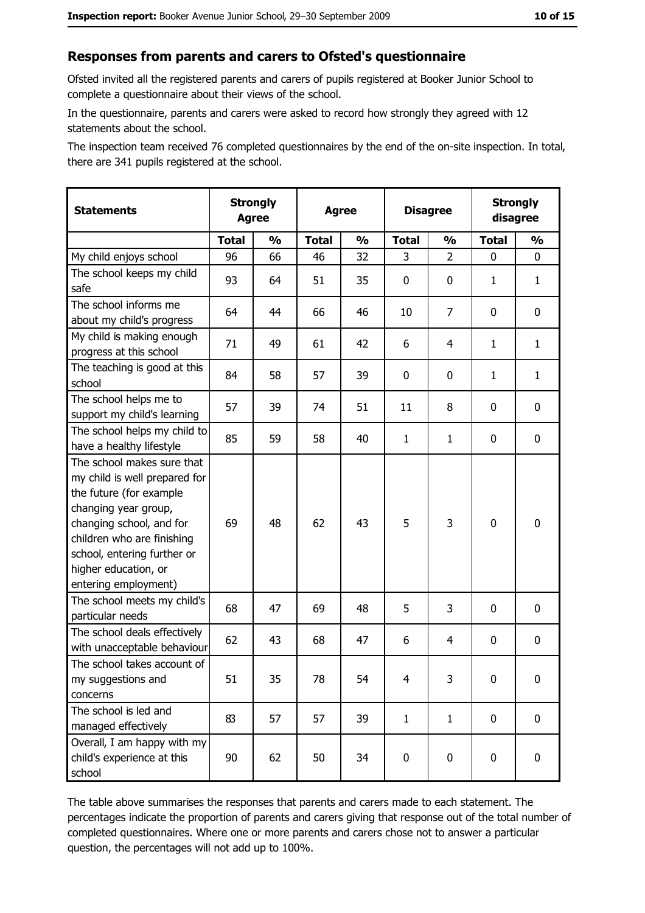## Responses from parents and carers to Ofsted's questionnaire

Ofsted invited all the registered parents and carers of pupils registered at Booker Junior School to complete a questionnaire about their views of the school.

In the questionnaire, parents and carers were asked to record how strongly they agreed with 12 statements about the school.

The inspection team received 76 completed questionnaires by the end of the on-site inspection. In total, there are 341 pupils registered at the school.

| Statements | Strongly Agree | | Agree | | Disagree | | Strongly disagree | |
|---|---|---|---|---|---|---|---|---|
| | Total | % | Total | % | Total | % | Total | % |
| My child enjoys school | 96 | 66 | 46 | 32 | 3 | 2 | 0 | 0 |
| The school keeps my child safe | 93 | 64 | 51 | 35 | 0 | 0 | 1 | 1 |
| The school informs me about my child's progress | 64 | 44 | 66 | 46 | 10 | 7 | 0 | 0 |
| My child is making enough progress at this school | 71 | 49 | 61 | 42 | 6 | 4 | 1 | 1 |
| The teaching is good at this school | 84 | 58 | 57 | 39 | 0 | 0 | 1 | 1 |
| The school helps me to support my child's learning | 57 | 39 | 74 | 51 | 11 | 8 | 0 | 0 |
| The school helps my child to have a healthy lifestyle | 85 | 59 | 58 | 40 | 1 | 1 | 0 | 0 |
| The school makes sure that my child is well prepared for the future (for example changing year group, changing school, and for children who are finishing school, entering further or higher education, or entering employment) | 69 | 48 | 62 | 43 | 5 | 3 | 0 | 0 |
| The school meets my child's particular needs | 68 | 47 | 69 | 48 | 5 | 3 | 0 | 0 |
| The school deals effectively with unacceptable behaviour | 62 | 43 | 68 | 47 | 6 | 4 | 0 | 0 |
| The school takes account of my suggestions and concerns | 51 | 35 | 78 | 54 | 4 | 3 | 0 | 0 |
| The school is led and managed effectively | 83 | 57 | 57 | 39 | 1 | 1 | 0 | 0 |
| Overall, I am happy with my child's experience at this school | 90 | 62 | 50 | 34 | 0 | 0 | 0 | 0 |

The table above summarises the responses that parents and carers made to each statement. The percentages indicate the proportion of parents and carers giving that response out of the total number of completed questionnaires. Where one or more parents and carers chose not to answer a particular question, the percentages will not add up to 100%.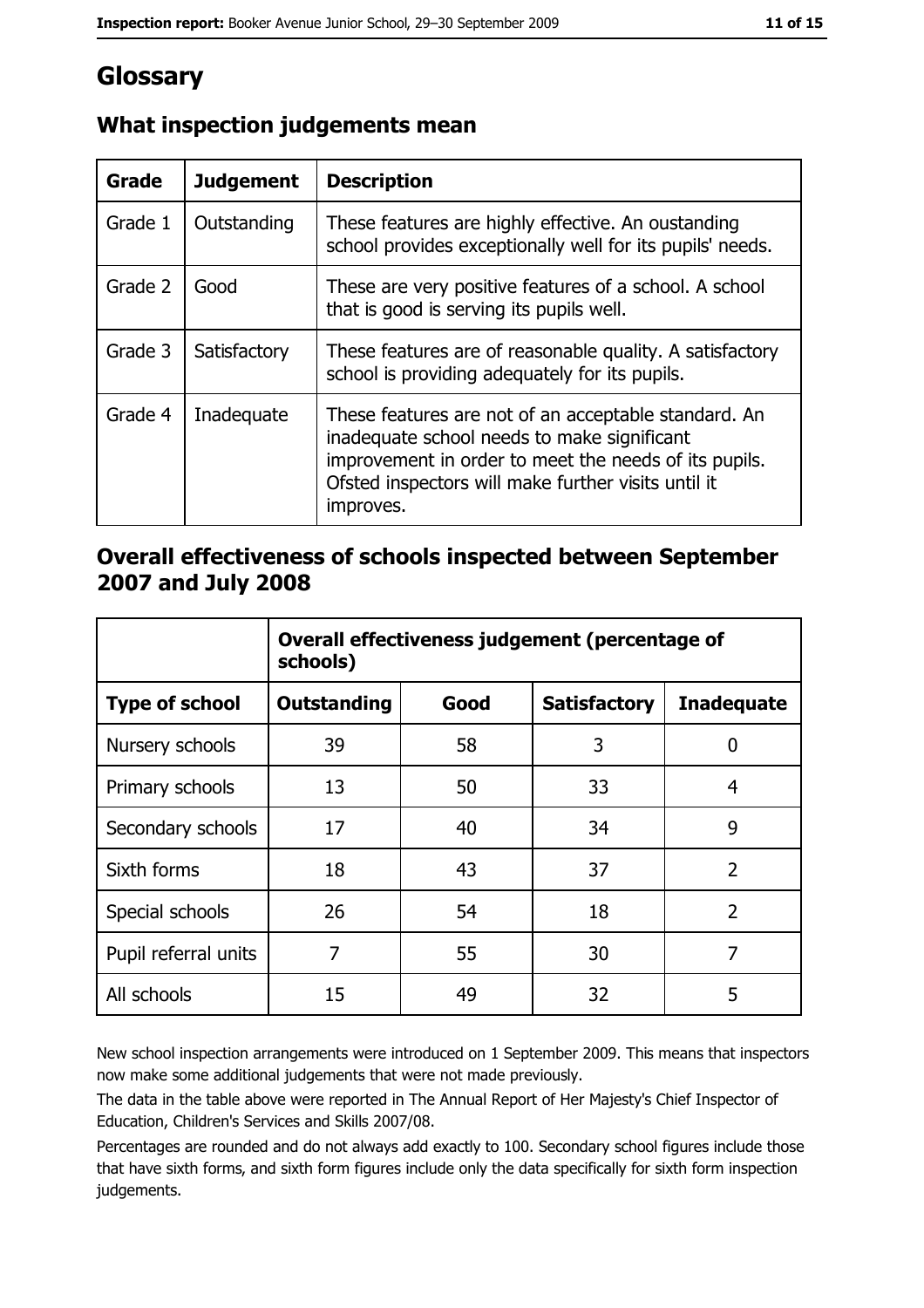# Glossary

## What inspection judgements mean

| Grade | Judgement | Description |
|---|---|---|
| Grade 1 | Outstanding | These features are highly effective. An oustanding school provides exceptionally well for its pupils' needs. |
| Grade 2 | Good | These are very positive features of a school. A school that is good is serving its pupils well. |
| Grade 3 | Satisfactory | These features are of reasonable quality. A satisfactory school is providing adequately for its pupils. |
| Grade 4 | Inadequate | These features are not of an acceptable standard. An inadequate school needs to make significant improvement in order to meet the needs of its pupils. Ofsted inspectors will make further visits until it improves. |

## Overall effectiveness of schools inspected between September 2007 and July 2008

| | Overall effectiveness judgement (percentage of schools) | | | |
|---|---|---|---|---|
| **Type of school** | **Outstanding** | **Good** | **Satisfactory** | **Inadequate** |
| Nursery schools | 39 | 58 | 3 | 0 |
| Primary schools | 13 | 50 | 33 | 4 |
| Secondary schools | 17 | 40 | 34 | 9 |
| Sixth forms | 18 | 43 | 37 | 2 |
| Special schools | 26 | 54 | 18 | 2 |
| Pupil referral units | 7 | 55 | 30 | 7 |
| All schools | 15 | 49 | 32 | 5 |

New school inspection arrangements were introduced on 1 September 2009. This means that inspectors now make some additional judgements that were not made previously.

The data in the table above were reported in The Annual Report of Her Majesty's Chief Inspector of Education, Children's Services and Skills 2007/08.

Percentages are rounded and do not always add exactly to 100. Secondary school figures include those that have sixth forms, and sixth form figures include only the data specifically for sixth form inspection judgements.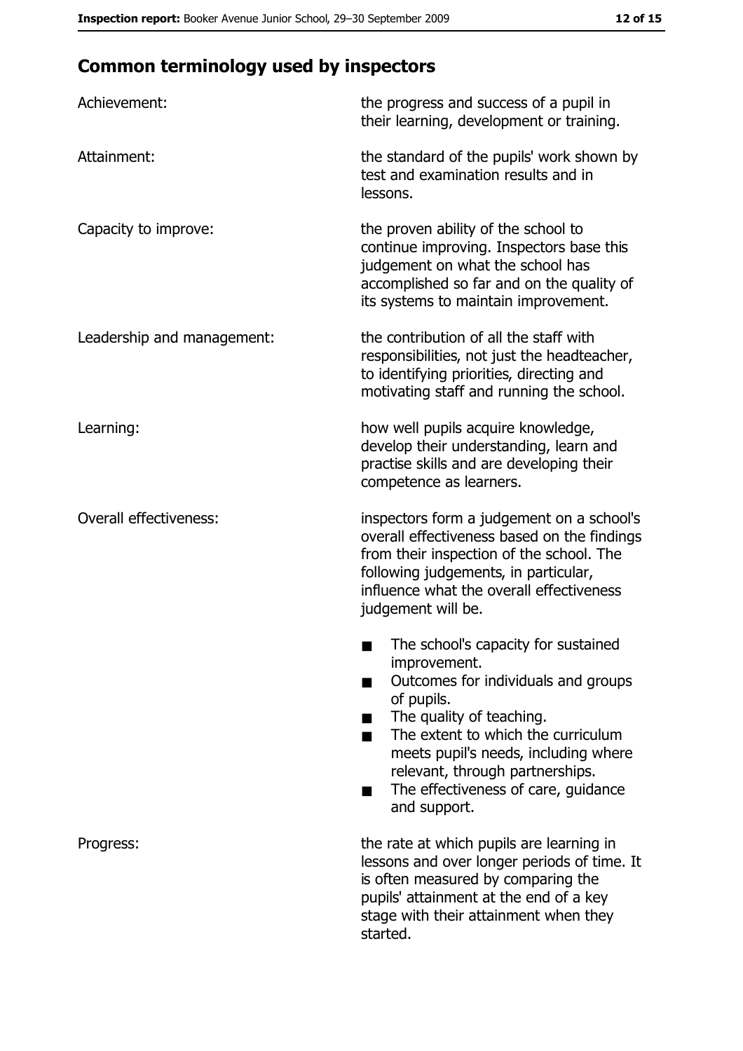## Common terminology used by inspectors

| | |
|---|---|
| Achievement: | the progress and success of a pupil in their learning, development or training. |
| Attainment: | the standard of the pupils' work shown by test and examination results and in lessons. |
| Capacity to improve: | the proven ability of the school to continue improving. Inspectors base this judgement on what the school has accomplished so far and on the quality of its systems to maintain improvement. |
| Leadership and management: | the contribution of all the staff with responsibilities, not just the headteacher, to identifying priorities, directing and motivating staff and running the school. |
| Learning: | how well pupils acquire knowledge, develop their understanding, learn and practise skills and are developing their competence as learners. |
| Overall effectiveness: | inspectors form a judgement on a school's overall effectiveness based on the findings from their inspection of the school. The following judgements, in particular, influence what the overall effectiveness judgement will be.<br>■ The school's capacity for sustained improvement.<br>■ Outcomes for individuals and groups of pupils.<br>■ The quality of teaching.<br>■ The extent to which the curriculum meets pupil's needs, including where relevant, through partnerships.<br>■ The effectiveness of care, guidance and support. |
| Progress: | the rate at which pupils are learning in lessons and over longer periods of time. It is often measured by comparing the pupils' attainment at the end of a key stage with their attainment when they started. |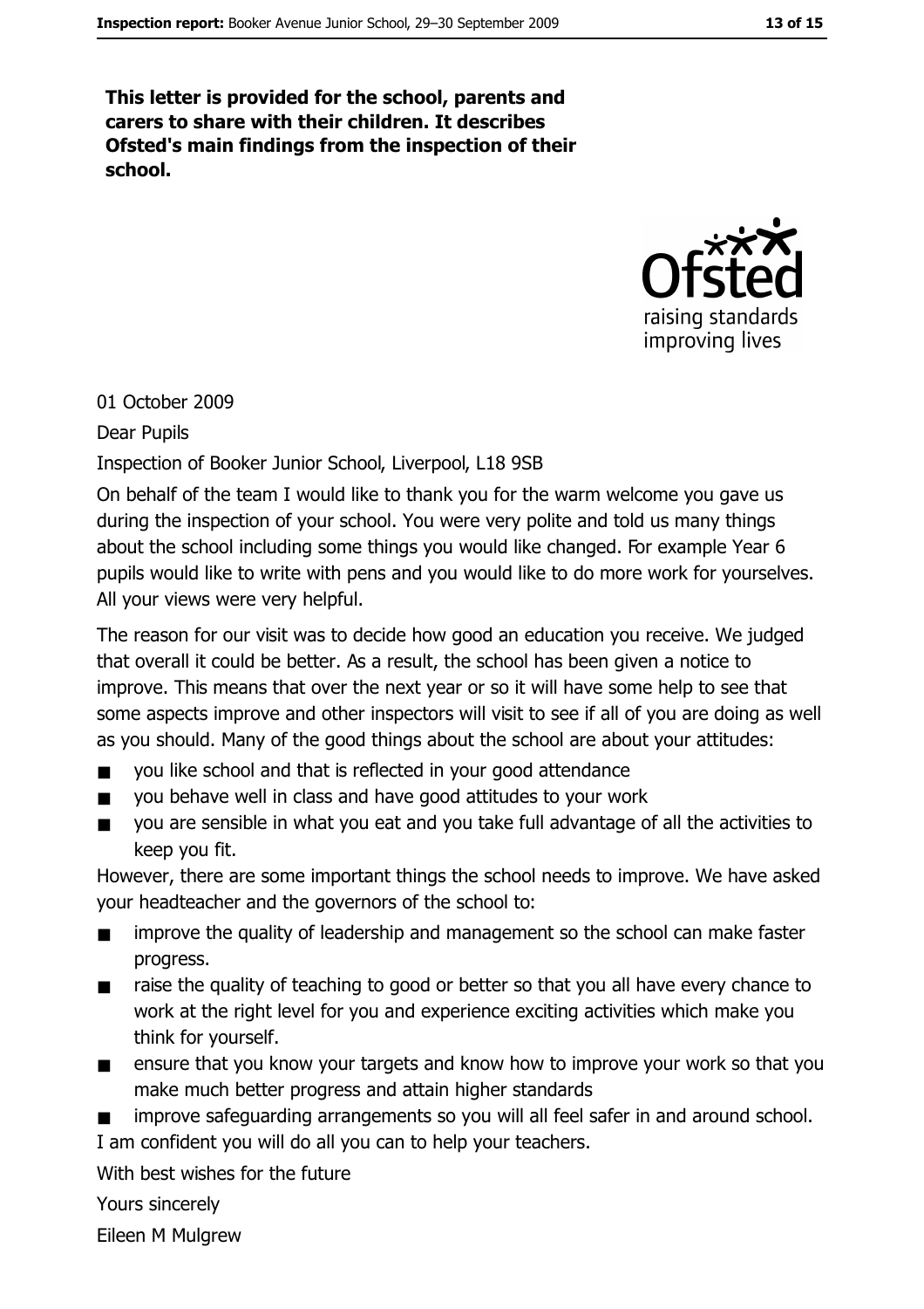**This letter is provided for the school, parents and carers to share with their children. It describes Ofsted's main findings from the inspection of their school.**

01 October 2009

Dear Pupils

Inspection of Booker Junior School, Liverpool, L18 9SB

On behalf of the team I would like to thank you for the warm welcome you gave us during the inspection of your school. You were very polite and told us many things about the school including some things you would like changed. For example Year 6 pupils would like to write with pens and you would like to do more work for yourselves. All your views were very helpful.

The reason for our visit was to decide how good an education you receive. We judged that overall it could be better. As a result, the school has been given a notice to improve. This means that over the next year or so it will have some help to see that some aspects improve and other inspectors will visit to see if all of you are doing as well as you should. Many of the good things about the school are about your attitudes:

- you like school and that is reflected in your good attendance
- you behave well in class and have good attitudes to your work
- you are sensible in what you eat and you take full advantage of all the activities to keep you fit.

However, there are some important things the school needs to improve. We have asked your headteacher and the governors of the school to:

- improve the quality of leadership and management so the school can make faster progress.
- raise the quality of teaching to good or better so that you all have every chance to work at the right level for you and experience exciting activities which make you think for yourself.
- ensure that you know your targets and know how to improve your work so that you make much better progress and attain higher standards
- improve safeguarding arrangements so you will all feel safer in and around school.

I am confident you will do all you can to help your teachers.

With best wishes for the future

Yours sincerely

Eileen M Mulgrew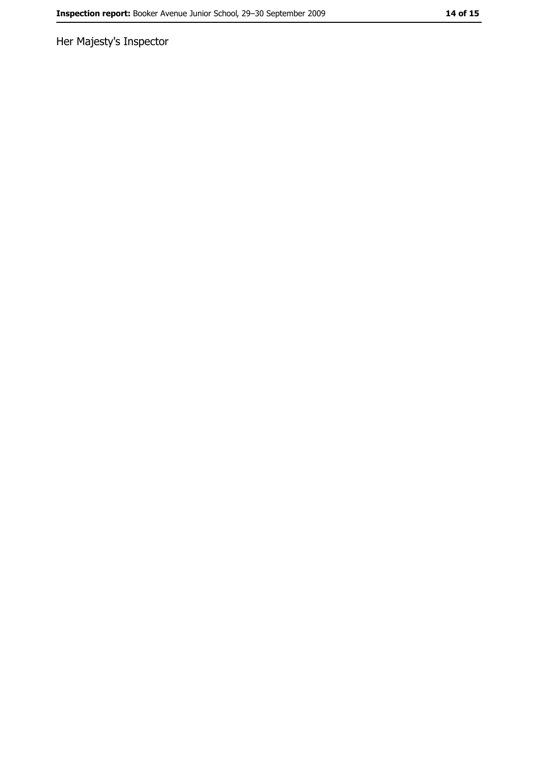Her Majesty's Inspector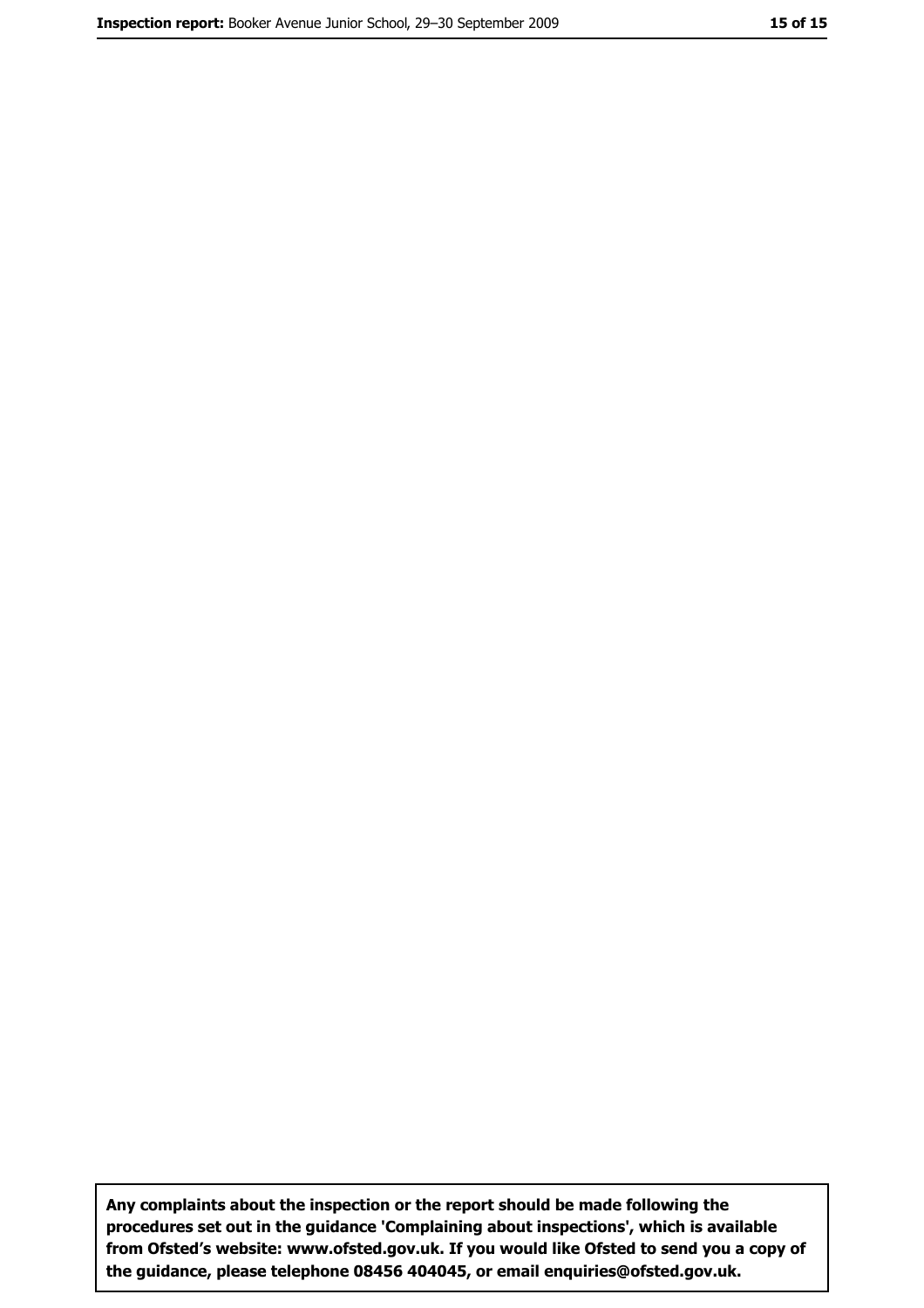**Any complaints about the inspection or the report should be made following the procedures set out in the guidance 'Complaining about inspections', which is available from Ofsted's website: www.ofsted.gov.uk. If you would like Ofsted to send you a copy of the guidance, please telephone 08456 404045, or email enquiries@ofsted.gov.uk.**